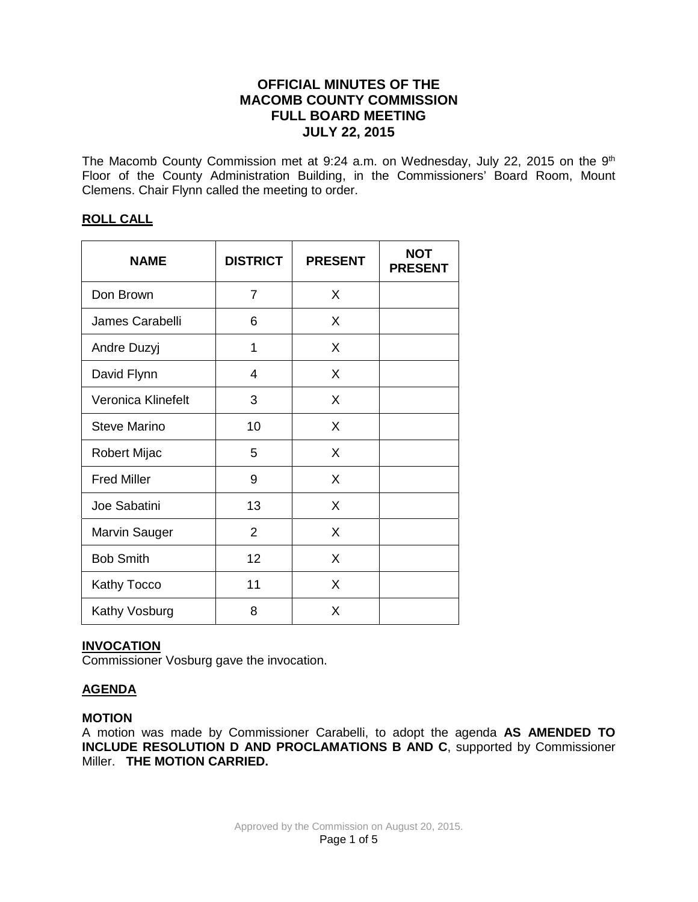# OFFICIAL MINUTES OF THE MACOMB COUNTY COMMISSION FULL BOARD MEETING JULY 22, 2015

The Macomb County Commission met at 9:24 a.m. on Wednesday, July 22, 2015 on the 9th Floor of the County Administration Building, in the Commissioners' Board Room, Mount Clemens. Chair Flynn called the meeting to order.

## ROLL CALL

| NAME | DISTRICT | PRESENT | NOT PRESENT |
|---|---|---|---|
| Don Brown | 7 | X | |
| James Carabelli | 6 | X | |
| Andre Duzyj | 1 | X | |
| David Flynn | 4 | X | |
| Veronica Klinefelt | 3 | X | |
| Steve Marino | 10 | X | |
| Robert Mijac | 5 | X | |
| Fred Miller | 9 | X | |
| Joe Sabatini | 13 | X | |
| Marvin Sauger | 2 | X | |
| Bob Smith | 12 | X | |
| Kathy Tocco | 11 | X | |
| Kathy Vosburg | 8 | X | |

## INVOCATION

Commissioner Vosburg gave the invocation.

## AGENDA

### MOTION

A motion was made by Commissioner Carabelli, to adopt the agenda **AS AMENDED TO INCLUDE RESOLUTION D AND PROCLAMATIONS B AND C**, supported by Commissioner Miller. **THE MOTION CARRIED.**

Approved by the Commission on August 20, 2015.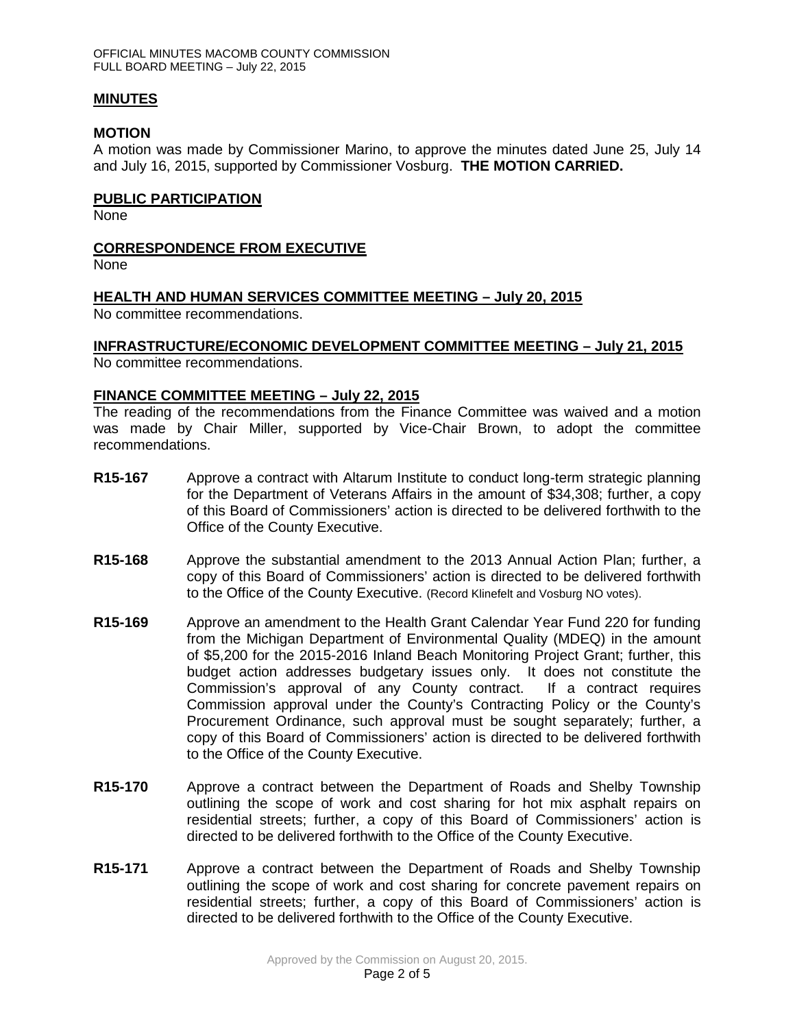## MINUTES

### MOTION

A motion was made by Commissioner Marino, to approve the minutes dated June 25, July 14 and July 16, 2015, supported by Commissioner Vosburg. **THE MOTION CARRIED.**

## PUBLIC PARTICIPATION

None

## CORRESPONDENCE FROM EXECUTIVE

None

## HEALTH AND HUMAN SERVICES COMMITTEE MEETING – July 20, 2015

No committee recommendations.

## INFRASTRUCTURE/ECONOMIC DEVELOPMENT COMMITTEE MEETING – July 21, 2015

No committee recommendations.

## FINANCE COMMITTEE MEETING – July 22, 2015

The reading of the recommendations from the Finance Committee was waived and a motion was made by Chair Miller, supported by Vice-Chair Brown, to adopt the committee recommendations.

**R15-167** Approve a contract with Altarum Institute to conduct long-term strategic planning for the Department of Veterans Affairs in the amount of $34,308; further, a copy of this Board of Commissioners' action is directed to be delivered forthwith to the Office of the County Executive.

**R15-168** Approve the substantial amendment to the 2013 Annual Action Plan; further, a copy of this Board of Commissioners' action is directed to be delivered forthwith to the Office of the County Executive. (Record Klinefelt and Vosburg NO votes).

**R15-169** Approve an amendment to the Health Grant Calendar Year Fund 220 for funding from the Michigan Department of Environmental Quality (MDEQ) in the amount of $5,200 for the 2015-2016 Inland Beach Monitoring Project Grant; further, this budget action addresses budgetary issues only. It does not constitute the Commission's approval of any County contract. If a contract requires Commission approval under the County's Contracting Policy or the County's Procurement Ordinance, such approval must be sought separately; further, a copy of this Board of Commissioners' action is directed to be delivered forthwith to the Office of the County Executive.

**R15-170** Approve a contract between the Department of Roads and Shelby Township outlining the scope of work and cost sharing for hot mix asphalt repairs on residential streets; further, a copy of this Board of Commissioners' action is directed to be delivered forthwith to the Office of the County Executive.

**R15-171** Approve a contract between the Department of Roads and Shelby Township outlining the scope of work and cost sharing for concrete pavement repairs on residential streets; further, a copy of this Board of Commissioners' action is directed to be delivered forthwith to the Office of the County Executive.

Approved by the Commission on August 20, 2015.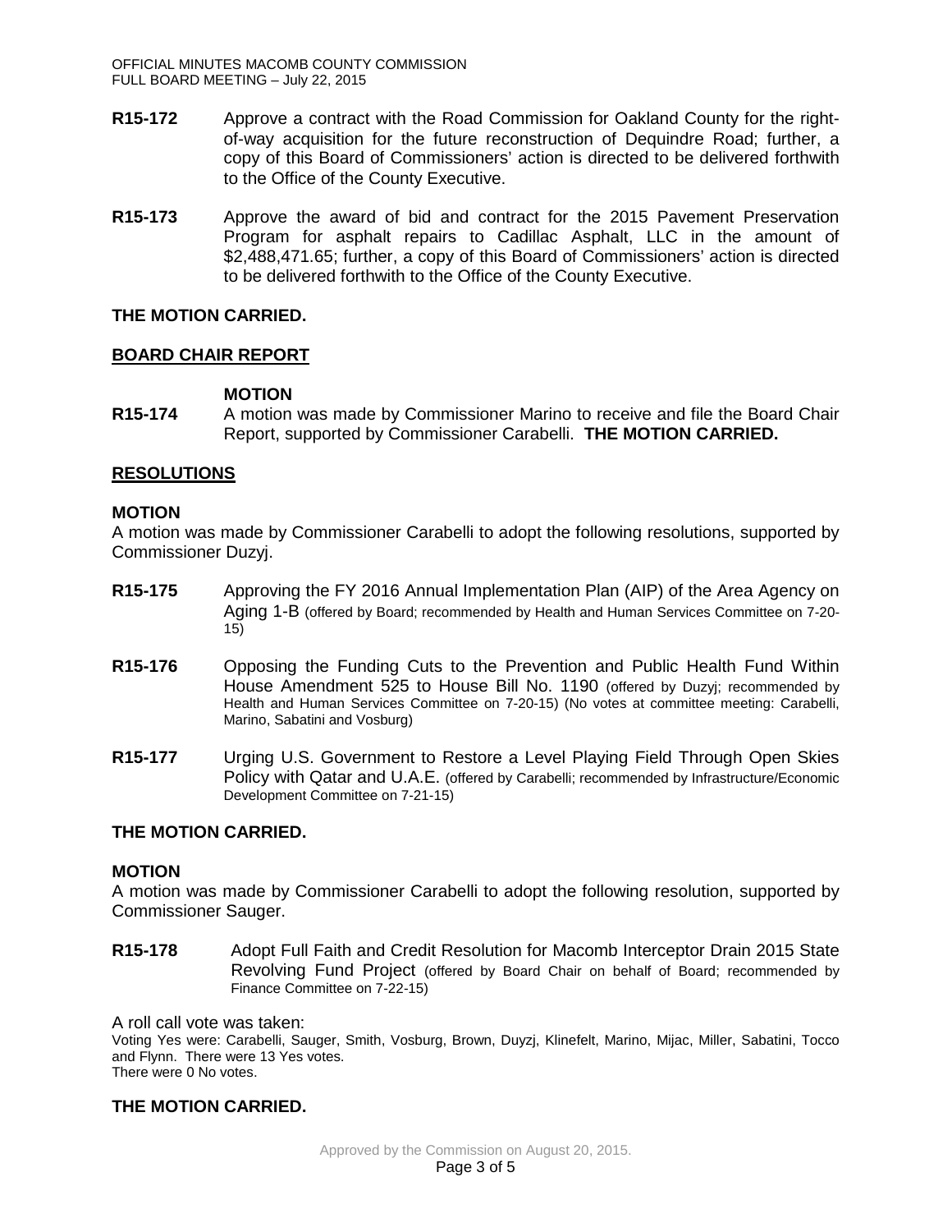**R15-172** Approve a contract with the Road Commission for Oakland County for the right-of-way acquisition for the future reconstruction of Dequindre Road; further, a copy of this Board of Commissioners' action is directed to be delivered forthwith to the Office of the County Executive.

**R15-173** Approve the award of bid and contract for the 2015 Pavement Preservation Program for asphalt repairs to Cadillac Asphalt, LLC in the amount of $2,488,471.65; further, a copy of this Board of Commissioners' action is directed to be delivered forthwith to the Office of the County Executive.

**THE MOTION CARRIED.**

## BOARD CHAIR REPORT

**MOTION**

**R15-174** A motion was made by Commissioner Marino to receive and file the Board Chair Report, supported by Commissioner Carabelli. **THE MOTION CARRIED.**

## RESOLUTIONS

**MOTION**

A motion was made by Commissioner Carabelli to adopt the following resolutions, supported by Commissioner Duzyj.

**R15-175** Approving the FY 2016 Annual Implementation Plan (AIP) of the Area Agency on Aging 1-B (offered by Board; recommended by Health and Human Services Committee on 7-20-15)

**R15-176** Opposing the Funding Cuts to the Prevention and Public Health Fund Within House Amendment 525 to House Bill No. 1190 (offered by Duzyj; recommended by Health and Human Services Committee on 7-20-15) (No votes at committee meeting: Carabelli, Marino, Sabatini and Vosburg)

**R15-177** Urging U.S. Government to Restore a Level Playing Field Through Open Skies Policy with Qatar and U.A.E. (offered by Carabelli; recommended by Infrastructure/Economic Development Committee on 7-21-15)

**THE MOTION CARRIED.**

**MOTION**

A motion was made by Commissioner Carabelli to adopt the following resolution, supported by Commissioner Sauger.

**R15-178** Adopt Full Faith and Credit Resolution for Macomb Interceptor Drain 2015 State Revolving Fund Project (offered by Board Chair on behalf of Board; recommended by Finance Committee on 7-22-15)

A roll call vote was taken:
Voting Yes were: Carabelli, Sauger, Smith, Vosburg, Brown, Duyzj, Klinefelt, Marino, Mijac, Miller, Sabatini, Tocco and Flynn. There were 13 Yes votes.
There were 0 No votes.

**THE MOTION CARRIED.**

Approved by the Commission on August 20, 2015.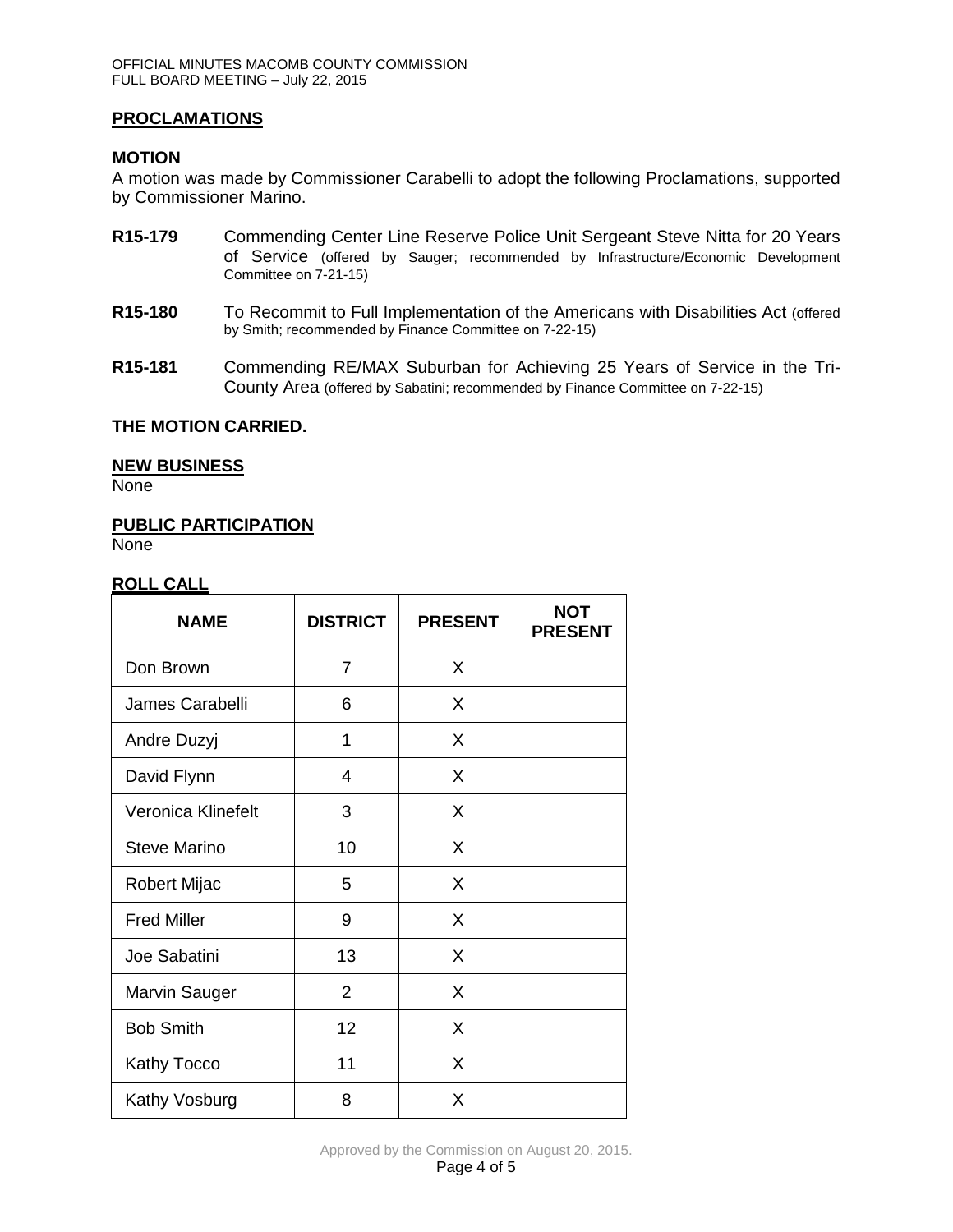## PROCLAMATIONS

### MOTION

A motion was made by Commissioner Carabelli to adopt the following Proclamations, supported by Commissioner Marino.

**R15-179** Commending Center Line Reserve Police Unit Sergeant Steve Nitta for 20 Years of Service (offered by Sauger; recommended by Infrastructure/Economic Development Committee on 7-21-15)

**R15-180** To Recommit to Full Implementation of the Americans with Disabilities Act (offered by Smith; recommended by Finance Committee on 7-22-15)

**R15-181** Commending RE/MAX Suburban for Achieving 25 Years of Service in the Tri-County Area (offered by Sabatini; recommended by Finance Committee on 7-22-15)

**THE MOTION CARRIED.**

## NEW BUSINESS

None

## PUBLIC PARTICIPATION

None

## ROLL CALL

| NAME | DISTRICT | PRESENT | NOT PRESENT |
|---|---|---|---|
| Don Brown | 7 | X | |
| James Carabelli | 6 | X | |
| Andre Duzyj | 1 | X | |
| David Flynn | 4 | X | |
| Veronica Klinefelt | 3 | X | |
| Steve Marino | 10 | X | |
| Robert Mijac | 5 | X | |
| Fred Miller | 9 | X | |
| Joe Sabatini | 13 | X | |
| Marvin Sauger | 2 | X | |
| Bob Smith | 12 | X | |
| Kathy Tocco | 11 | X | |
| Kathy Vosburg | 8 | X | |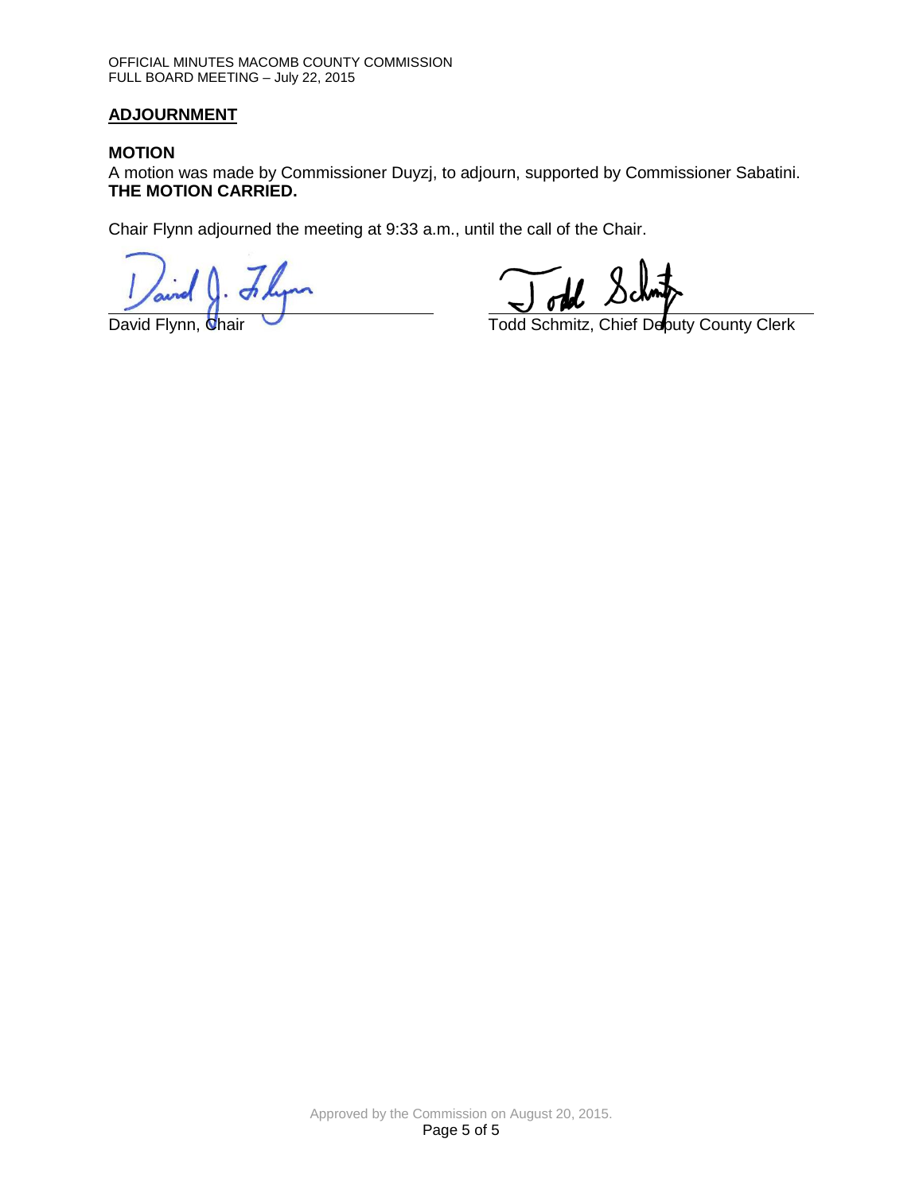## ADJOURNMENT

**MOTION**

A motion was made by Commissioner Duyzj, to adjourn, supported by Commissioner Sabatini.
**THE MOTION CARRIED.**

Chair Flynn adjourned the meeting at 9:33 a.m., until the call of the Chair.

David Flynn, Chair

Todd Schmitz, Chief Deputy County Clerk

Approved by the Commission on August 20, 2015.